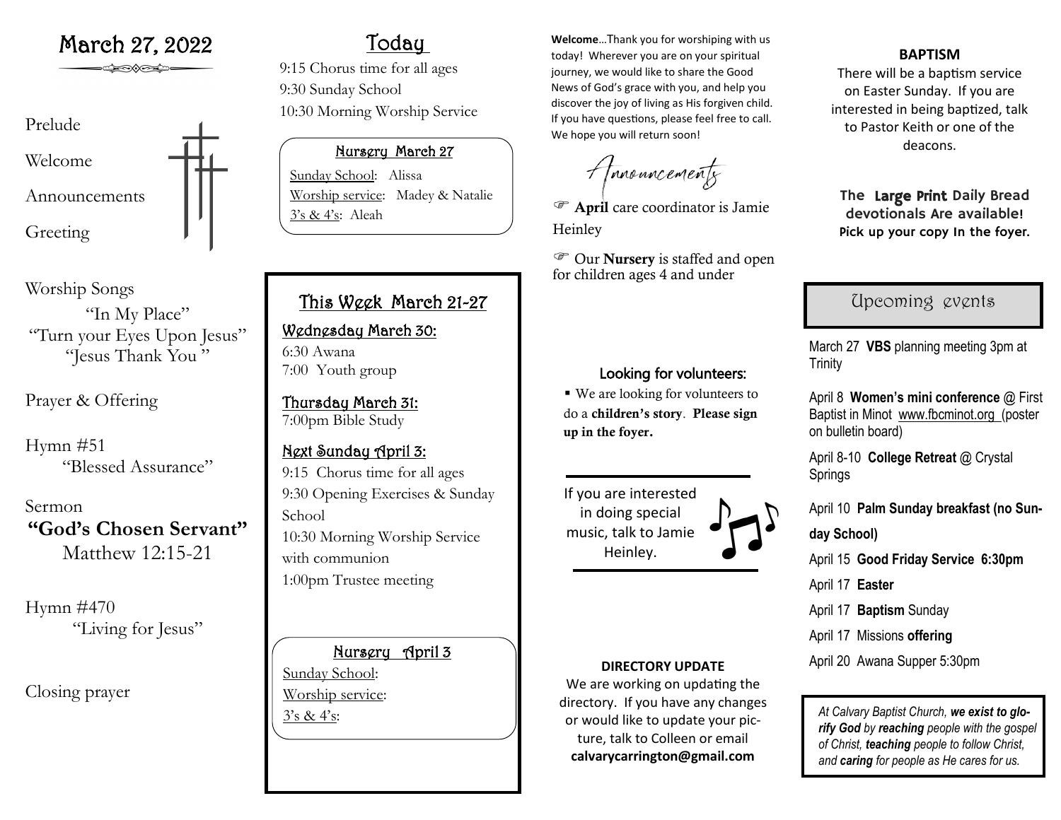# March 27, 2022

Prelude

Welcome

Announcements

Greeting

Worship Songs

"In My Place"
"Turn your Eyes Upon Jesus"
"Jesus Thank You"

Prayer & Offering

Hymn #51
"Blessed Assurance"

Sermon
**"God's Chosen Servant"**
Matthew 12:15-21

Hymn #470
"Living for Jesus"

Closing prayer

## Today

9:15 Chorus time for all ages
9:30 Sunday School
10:30 Morning Worship Service

### Nursery March 27

Sunday School: Alissa
Worship service: Madey & Natalie
3's & 4's: Aleah

## This Week March 21-27

### Wednesday March 30:

6:30 Awana
7:00 Youth group

### Thursday March 31:

7:00pm Bible Study

### Next Sunday April 3:

9:15 Chorus time for all ages
9:30 Opening Exercises & Sunday School
10:30 Morning Worship Service with communion
1:00pm Trustee meeting

### Nursery April 3

Sunday School:
Worship service:
3's & 4's:

**Welcome**…Thank you for worshiping with us today! Wherever you are on your spiritual journey, we would like to share the Good News of God's grace with you, and help you discover the joy of living as His forgiven child. If you have questions, please feel free to call. We hope you will return soon!

## Announcements

☞ **April** care coordinator is Jamie Heinley

☞ Our **Nursery** is staffed and open for children ages 4 and under

### Looking for volunteers:

- We are looking for volunteers to do a **children's story**. **Please sign up in the foyer.**

If you are interested in doing special music, talk to Jamie Heinley.

**DIRECTORY UPDATE**
We are working on updating the directory. If you have any changes or would like to update your picture, talk to Colleen or email **calvarycarrington@gmail.com**

**BAPTISM**
There will be a baptism service on Easter Sunday. If you are interested in being baptized, talk to Pastor Keith or one of the deacons.

**The Large Print Daily Bread devotionals Are available! Pick up your copy In the foyer.**

## Upcoming events

March 27 **VBS** planning meeting 3pm at Trinity

April 8 **Women's mini conference** @ First Baptist in Minot www.fbcminot.org (poster on bulletin board)

April 8-10 **College Retreat** @ Crystal Springs

April 10 **Palm Sunday breakfast (no Sunday School)**

April 15 **Good Friday Service 6:30pm**

April 17 **Easter**

April 17 **Baptism** Sunday

April 17 Missions **offering**

April 20 Awana Supper 5:30pm

*At Calvary Baptist Church, **we exist to glorify God** by **reaching** people with the gospel of Christ, **teaching** people to follow Christ, and **caring** for people as He cares for us.*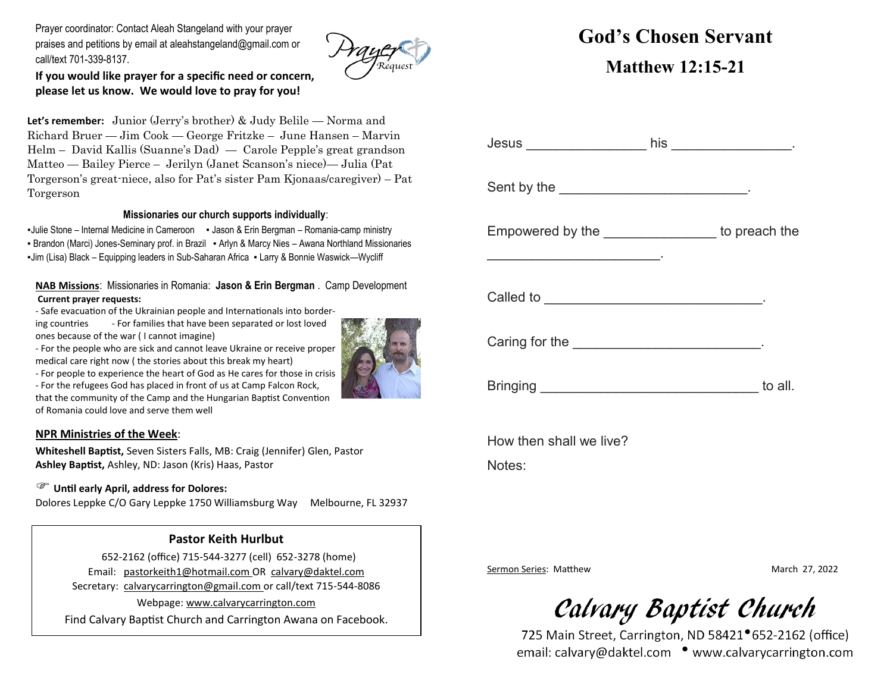Prayer coordinator: Contact Aleah Stangeland with your prayer praises and petitions by email at aleahstangeland@gmail.com or call/text 701-339-8137.

**If you would like prayer for a specific need or concern, please let us know. We would love to pray for you!**

**Let's remember:** Junior (Jerry's brother) & Judy Belile — Norma and Richard Bruer — Jim Cook — George Fritzke – June Hansen – Marvin Helm – David Kallis (Suanne's Dad) — Carole Pepple's great grandson Matteo — Bailey Pierce – Jerilyn (Janet Scanson's niece)— Julia (Pat Torgerson's great-niece, also for Pat's sister Pam Kjonaas/caregiver) – Pat Torgerson

**Missionaries our church supports individually**:

- Julie Stone – Internal Medicine in Cameroon
- Jason & Erin Bergman – Romania-camp ministry
- Brandon (Marci) Jones-Seminary prof. in Brazil
- Arlyn & Marcy Nies – Awana Northland Missionaries
- Jim (Lisa) Black – Equipping leaders in Sub-Saharan Africa
- Larry & Bonnie Waswick—Wycliff

**NAB Missions**: Missionaries in Romania: **Jason & Erin Bergman** . Camp Development

**Current prayer requests:**

- Safe evacuation of the Ukrainian people and Internationals into bordering countries
- For families that have been separated or lost loved ones because of the war ( I cannot imagine)
- For the people who are sick and cannot leave Ukraine or receive proper medical care right now ( the stories about this break my heart)
- For people to experience the heart of God as He cares for those in crisis
- For the refugees God has placed in front of us at Camp Falcon Rock, that the community of the Camp and the Hungarian Baptist Convention of Romania could love and serve them well

**NPR Ministries of the Week**:

**Whiteshell Baptist,** Seven Sisters Falls, MB: Craig (Jennifer) Glen, Pastor
**Ashley Baptist,** Ashley, ND: Jason (Kris) Haas, Pastor

☞ **Until early April, address for Dolores:**
Dolores Leppke C/O Gary Leppke 1750 Williamsburg Way Melbourne, FL 32937

**Pastor Keith Hurlbut**

652-2162 (office) 715-544-3277 (cell) 652-3278 (home)
Email: pastorkeith1@hotmail.com OR calvary@daktel.com
Secretary: calvarycarrington@gmail.com or call/text 715-544-8086
Webpage: www.calvarycarrington.com
Find Calvary Baptist Church and Carrington Awana on Facebook.

# God's Chosen Servant

## Matthew 12:15-21

Jesus _______________ his _______________.

Sent by the ________________________.

Empowered by the ______________ to preach the ______________________.

Called to ____________________________.

Caring for the ________________________.

Bringing ____________________________ to all.

How then shall we live?

Notes:

Sermon Series: Matthew

March 27, 2022

**Calvary Baptist Church**

725 Main Street, Carrington, ND 58421 • 652-2162 (office)
email: calvary@daktel.com • www.calvarycarrington.com